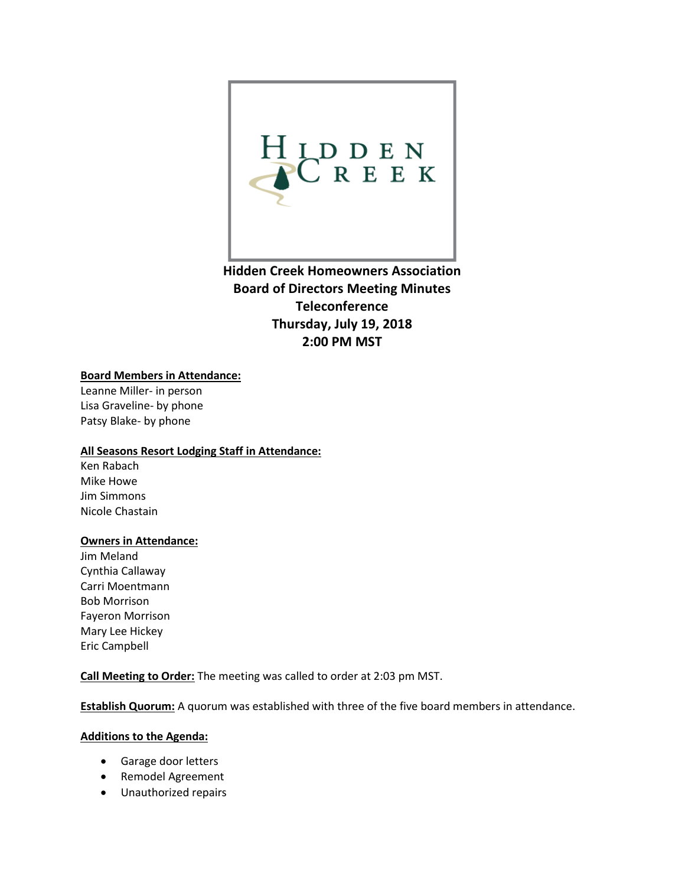**Hidden Creek Homeowners Association**
**Board of Directors Meeting Minutes**
**Teleconference**
**Thursday, July 19, 2018**
**2:00 PM MST**

**Board Members in Attendance:**
Leanne Miller- in person
Lisa Graveline- by phone
Patsy Blake- by phone

**All Seasons Resort Lodging Staff in Attendance:**
Ken Rabach
Mike Howe
Jim Simmons
Nicole Chastain

**Owners in Attendance:**
Jim Meland
Cynthia Callaway
Carri Moentmann
Bob Morrison
Fayeron Morrison
Mary Lee Hickey
Eric Campbell

**Call Meeting to Order:** The meeting was called to order at 2:03 pm MST.

**Establish Quorum:** A quorum was established with three of the five board members in attendance.

**Additions to the Agenda:**

- Garage door letters
- Remodel Agreement
- Unauthorized repairs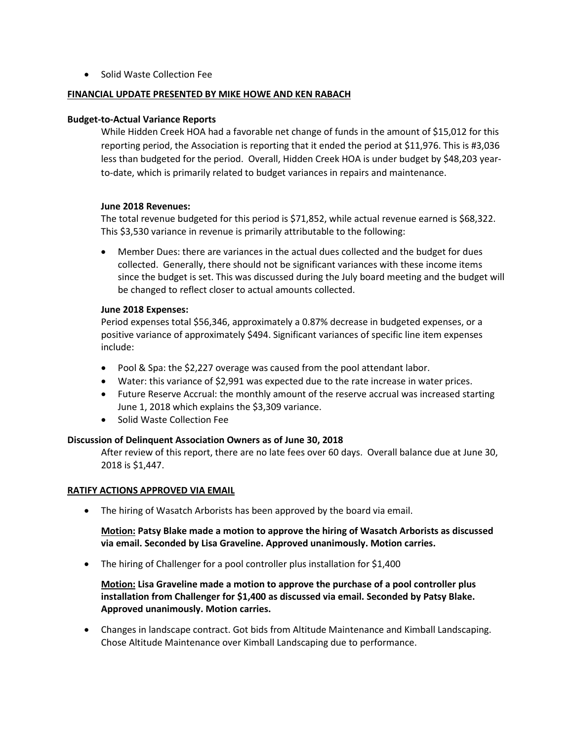- Solid Waste Collection Fee

## FINANCIAL UPDATE PRESENTED BY MIKE HOWE AND KEN RABACH

### Budget-to-Actual Variance Reports

While Hidden Creek HOA had a favorable net change of funds in the amount of $15,012 for this reporting period, the Association is reporting that it ended the period at $11,976. This is #3,036 less than budgeted for the period. Overall, Hidden Creek HOA is under budget by $48,203 year-to-date, which is primarily related to budget variances in repairs and maintenance.

**June 2018 Revenues:**

The total revenue budgeted for this period is $71,852, while actual revenue earned is $68,322. This $3,530 variance in revenue is primarily attributable to the following:

- Member Dues: there are variances in the actual dues collected and the budget for dues collected. Generally, there should not be significant variances with these income items since the budget is set. This was discussed during the July board meeting and the budget will be changed to reflect closer to actual amounts collected.

**June 2018 Expenses:**

Period expenses total $56,346, approximately a 0.87% decrease in budgeted expenses, or a positive variance of approximately $494. Significant variances of specific line item expenses include:

- Pool & Spa: the $2,227 overage was caused from the pool attendant labor.
- Water: this variance of $2,991 was expected due to the rate increase in water prices.
- Future Reserve Accrual: the monthly amount of the reserve accrual was increased starting June 1, 2018 which explains the $3,309 variance.
- Solid Waste Collection Fee

### Discussion of Delinquent Association Owners as of June 30, 2018

After review of this report, there are no late fees over 60 days. Overall balance due at June 30, 2018 is $1,447.

## RATIFY ACTIONS APPROVED VIA EMAIL

- The hiring of Wasatch Arborists has been approved by the board via email.

  **Motion: Patsy Blake made a motion to approve the hiring of Wasatch Arborists as discussed via email. Seconded by Lisa Graveline. Approved unanimously. Motion carries.**

- The hiring of Challenger for a pool controller plus installation for $1,400

  **Motion: Lisa Graveline made a motion to approve the purchase of a pool controller plus installation from Challenger for $1,400 as discussed via email. Seconded by Patsy Blake. Approved unanimously. Motion carries.**

- Changes in landscape contract. Got bids from Altitude Maintenance and Kimball Landscaping. Chose Altitude Maintenance over Kimball Landscaping due to performance.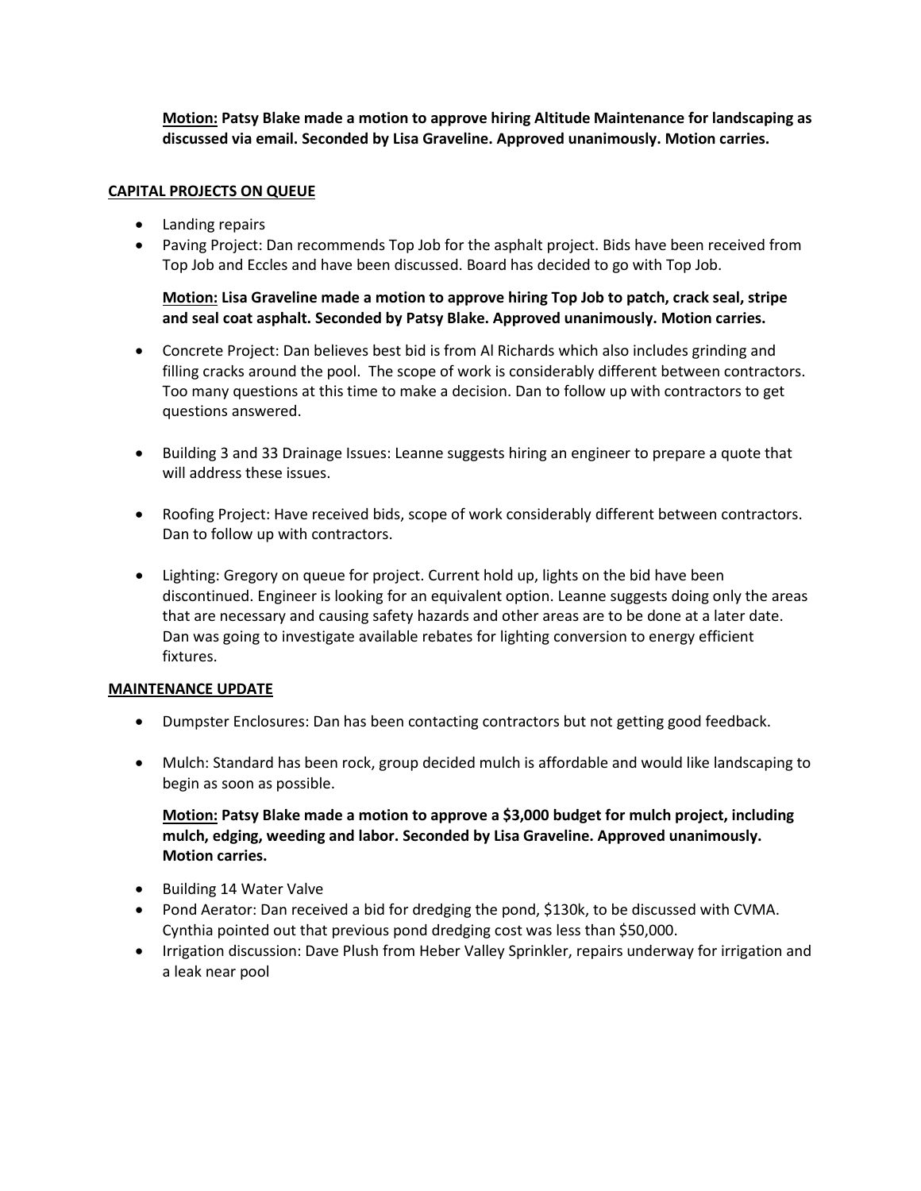**<u>Motion:</u> Patsy Blake made a motion to approve hiring Altitude Maintenance for landscaping as discussed via email. Seconded by Lisa Graveline. Approved unanimously. Motion carries.**

**<u>CAPITAL PROJECTS ON QUEUE</u>**

- Landing repairs
- Paving Project: Dan recommends Top Job for the asphalt project. Bids have been received from Top Job and Eccles and have been discussed. Board has decided to go with Top Job.

  **<u>Motion:</u> Lisa Graveline made a motion to approve hiring Top Job to patch, crack seal, stripe and seal coat asphalt. Seconded by Patsy Blake. Approved unanimously. Motion carries.**

- Concrete Project: Dan believes best bid is from Al Richards which also includes grinding and filling cracks around the pool. The scope of work is considerably different between contractors. Too many questions at this time to make a decision. Dan to follow up with contractors to get questions answered.

- Building 3 and 33 Drainage Issues: Leanne suggests hiring an engineer to prepare a quote that will address these issues.

- Roofing Project: Have received bids, scope of work considerably different between contractors. Dan to follow up with contractors.

- Lighting: Gregory on queue for project. Current hold up, lights on the bid have been discontinued. Engineer is looking for an equivalent option. Leanne suggests doing only the areas that are necessary and causing safety hazards and other areas are to be done at a later date. Dan was going to investigate available rebates for lighting conversion to energy efficient fixtures.

**<u>MAINTENANCE UPDATE</u>**

- Dumpster Enclosures: Dan has been contacting contractors but not getting good feedback.

- Mulch: Standard has been rock, group decided mulch is affordable and would like landscaping to begin as soon as possible.

  **<u>Motion:</u> Patsy Blake made a motion to approve a $3,000 budget for mulch project, including mulch, edging, weeding and labor. Seconded by Lisa Graveline. Approved unanimously. Motion carries.**

- Building 14 Water Valve
- Pond Aerator: Dan received a bid for dredging the pond, $130k, to be discussed with CVMA. Cynthia pointed out that previous pond dredging cost was less than $50,000.
- Irrigation discussion: Dave Plush from Heber Valley Sprinkler, repairs underway for irrigation and a leak near pool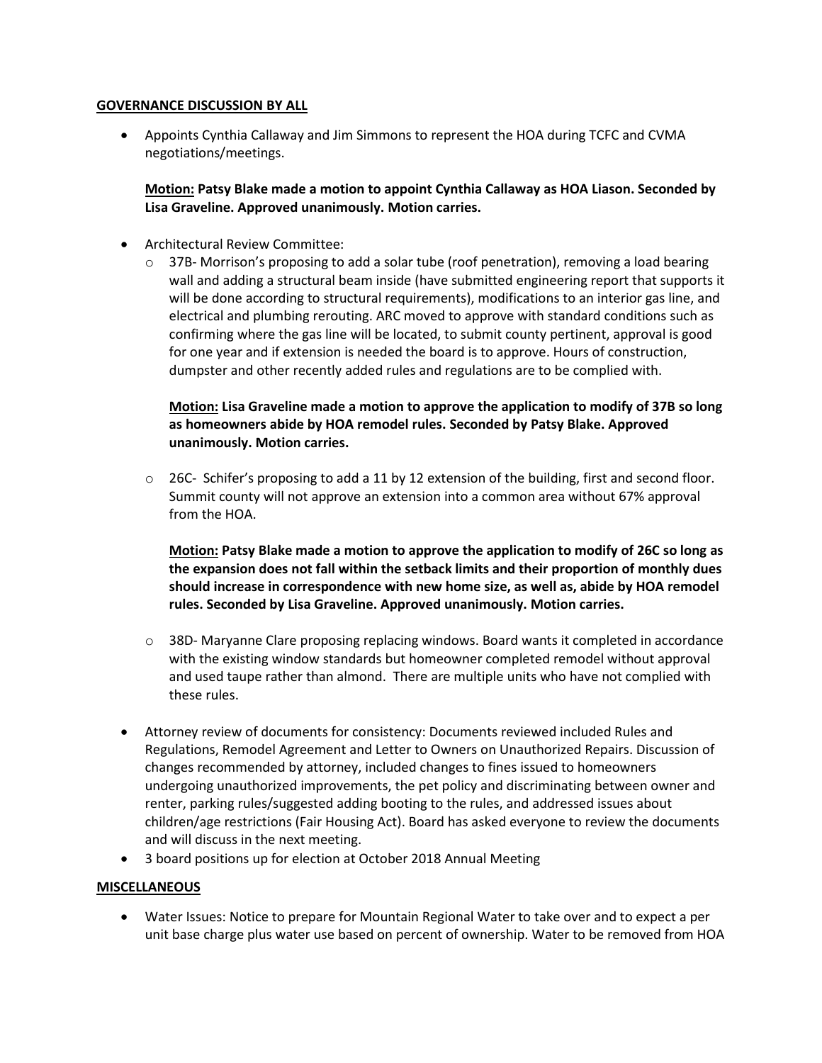**GOVERNANCE DISCUSSION BY ALL**

- Appoints Cynthia Callaway and Jim Simmons to represent the HOA during TCFC and CVMA negotiations/meetings.

  **Motion: Patsy Blake made a motion to appoint Cynthia Callaway as HOA Liason. Seconded by Lisa Graveline. Approved unanimously. Motion carries.**

- Architectural Review Committee:
  - 37B- Morrison's proposing to add a solar tube (roof penetration), removing a load bearing wall and adding a structural beam inside (have submitted engineering report that supports it will be done according to structural requirements), modifications to an interior gas line, and electrical and plumbing rerouting. ARC moved to approve with standard conditions such as confirming where the gas line will be located, to submit county pertinent, approval is good for one year and if extension is needed the board is to approve. Hours of construction, dumpster and other recently added rules and regulations are to be complied with.

    **Motion: Lisa Graveline made a motion to approve the application to modify of 37B so long as homeowners abide by HOA remodel rules. Seconded by Patsy Blake. Approved unanimously. Motion carries.**

  - 26C- Schifer's proposing to add a 11 by 12 extension of the building, first and second floor. Summit county will not approve an extension into a common area without 67% approval from the HOA.

    **Motion: Patsy Blake made a motion to approve the application to modify of 26C so long as the expansion does not fall within the setback limits and their proportion of monthly dues should increase in correspondence with new home size, as well as, abide by HOA remodel rules. Seconded by Lisa Graveline. Approved unanimously. Motion carries.**

  - 38D- Maryanne Clare proposing replacing windows. Board wants it completed in accordance with the existing window standards but homeowner completed remodel without approval and used taupe rather than almond. There are multiple units who have not complied with these rules.

- Attorney review of documents for consistency: Documents reviewed included Rules and Regulations, Remodel Agreement and Letter to Owners on Unauthorized Repairs. Discussion of changes recommended by attorney, included changes to fines issued to homeowners undergoing unauthorized improvements, the pet policy and discriminating between owner and renter, parking rules/suggested adding booting to the rules, and addressed issues about children/age restrictions (Fair Housing Act). Board has asked everyone to review the documents and will discuss in the next meeting.
- 3 board positions up for election at October 2018 Annual Meeting

**MISCELLANEOUS**

- Water Issues: Notice to prepare for Mountain Regional Water to take over and to expect a per unit base charge plus water use based on percent of ownership. Water to be removed from HOA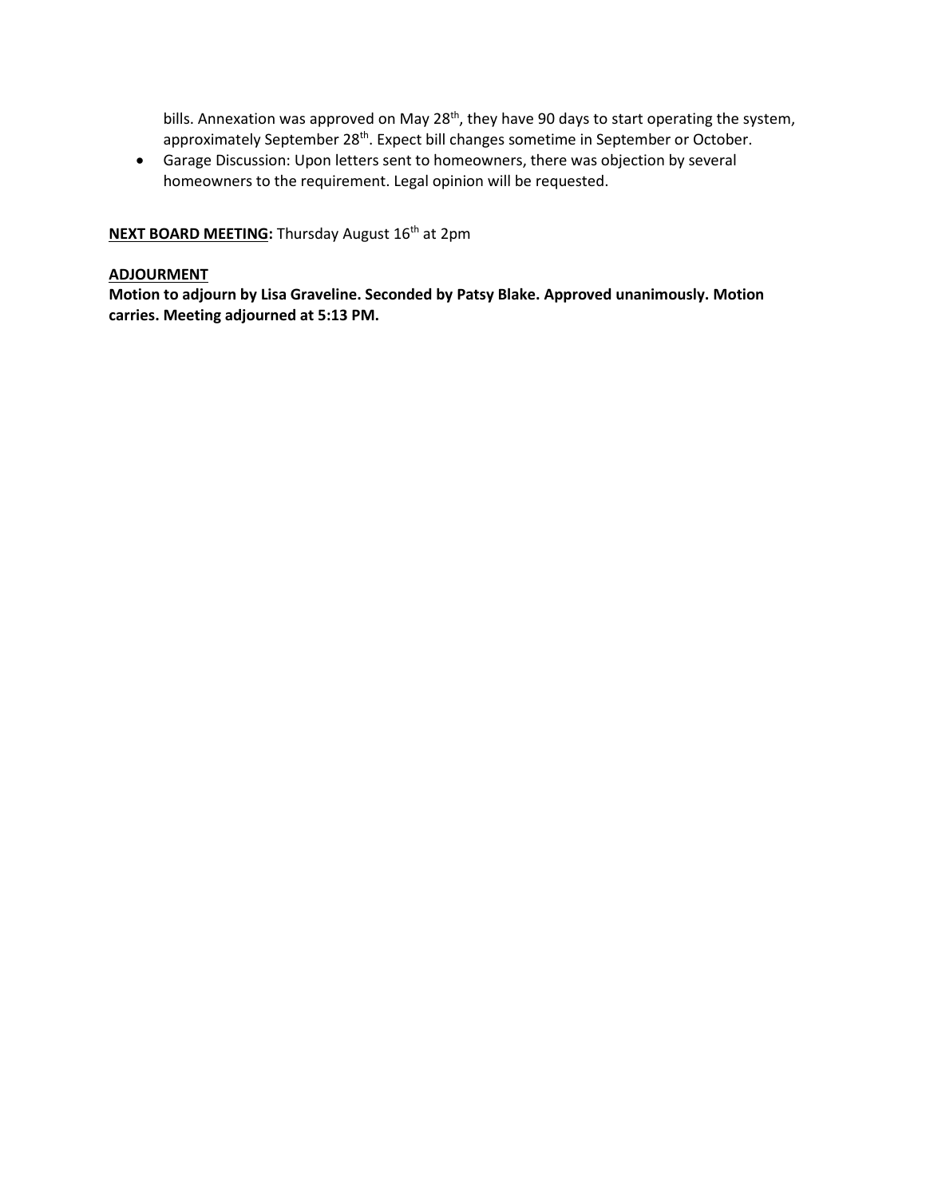bills. Annexation was approved on May 28th, they have 90 days to start operating the system, approximately September 28th. Expect bill changes sometime in September or October.

- Garage Discussion: Upon letters sent to homeowners, there was objection by several homeowners to the requirement. Legal opinion will be requested.

**NEXT BOARD MEETING:** Thursday August 16th at 2pm

**ADJOURMENT**

**Motion to adjourn by Lisa Graveline. Seconded by Patsy Blake. Approved unanimously. Motion carries. Meeting adjourned at 5:13 PM.**